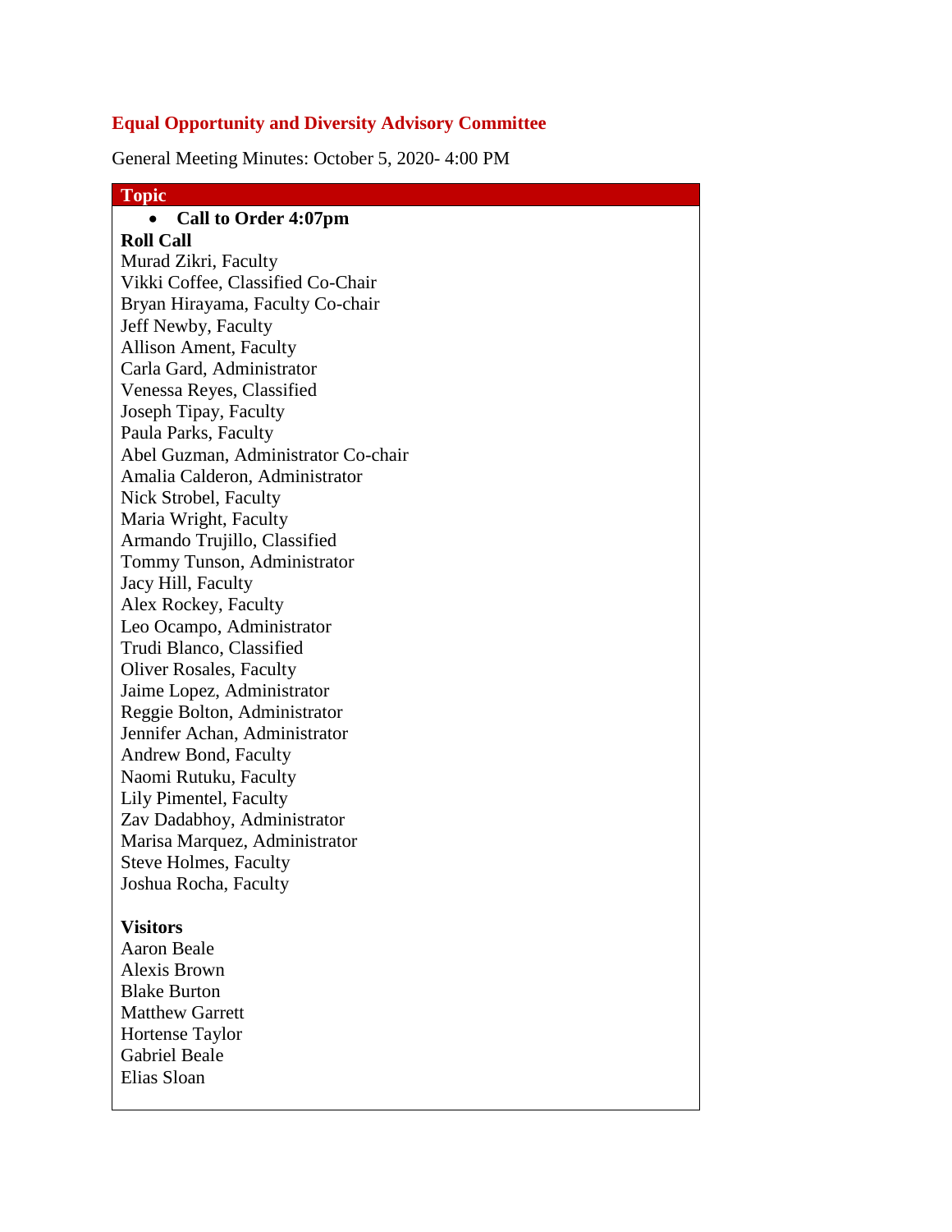# Equal Opportunity and Diversity Advisory Committee

General Meeting Minutes: October 5, 2020- 4:00 PM

| Topic |
| --- |
| • **Call to Order 4:07pm**<br>**Roll Call**<br>Murad Zikri, Faculty<br>Vikki Coffee, Classified Co-Chair<br>Bryan Hirayama, Faculty Co-chair<br>Jeff Newby, Faculty<br>Allison Ament, Faculty<br>Carla Gard, Administrator<br>Venessa Reyes, Classified<br>Joseph Tipay, Faculty<br>Paula Parks, Faculty<br>Abel Guzman, Administrator Co-chair<br>Amalia Calderon, Administrator<br>Nick Strobel, Faculty<br>Maria Wright, Faculty<br>Armando Trujillo, Classified<br>Tommy Tunson, Administrator<br>Jacy Hill, Faculty<br>Alex Rockey, Faculty<br>Leo Ocampo, Administrator<br>Trudi Blanco, Classified<br>Oliver Rosales, Faculty<br>Jaime Lopez, Administrator<br>Reggie Bolton, Administrator<br>Jennifer Achan, Administrator<br>Andrew Bond, Faculty<br>Naomi Rutuku, Faculty<br>Lily Pimentel, Faculty<br>Zav Dadabhoy, Administrator<br>Marisa Marquez, Administrator<br>Steve Holmes, Faculty<br>Joshua Rocha, Faculty<br><br>**Visitors**<br>Aaron Beale<br>Alexis Brown<br>Blake Burton<br>Matthew Garrett<br>Hortense Taylor<br>Gabriel Beale<br>Elias Sloan |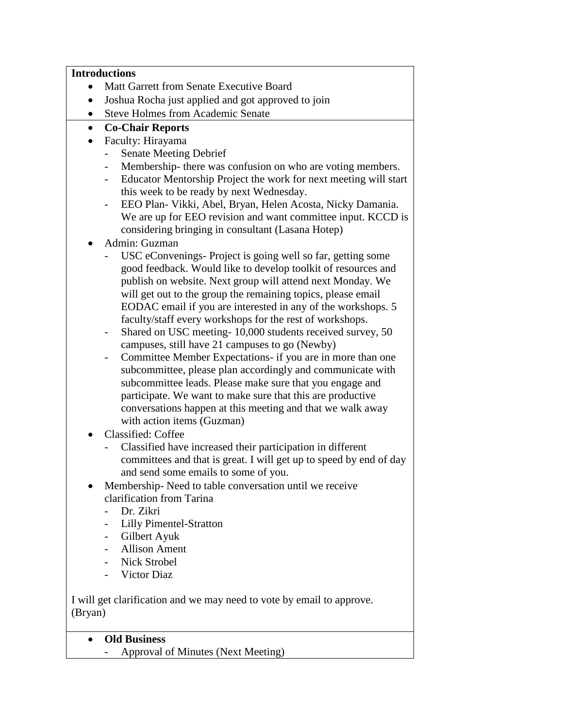**Introductions**

- Matt Garrett from Senate Executive Board
- Joshua Rocha just applied and got approved to join
- Steve Holmes from Academic Senate

- **Co-Chair Reports**
- Faculty: Hirayama
  - Senate Meeting Debrief
  - Membership- there was confusion on who are voting members.
  - Educator Mentorship Project the work for next meeting will start this week to be ready by next Wednesday.
  - EEO Plan- Vikki, Abel, Bryan, Helen Acosta, Nicky Damania. We are up for EEO revision and want committee input. KCCD is considering bringing in consultant (Lasana Hotep)
- Admin: Guzman
  - USC eConvenings- Project is going well so far, getting some good feedback. Would like to develop toolkit of resources and publish on website. Next group will attend next Monday. We will get out to the group the remaining topics, please email EODAC email if you are interested in any of the workshops. 5 faculty/staff every workshops for the rest of workshops.
  - Shared on USC meeting- 10,000 students received survey, 50 campuses, still have 21 campuses to go (Newby)
  - Committee Member Expectations- if you are in more than one subcommittee, please plan accordingly and communicate with subcommittee leads. Please make sure that you engage and participate. We want to make sure that this are productive conversations happen at this meeting and that we walk away with action items (Guzman)
- Classified: Coffee
  - Classified have increased their participation in different committees and that is great. I will get up to speed by end of day and send some emails to some of you.
- Membership- Need to table conversation until we receive clarification from Tarina
  - Dr. Zikri
  - Lilly Pimentel-Stratton
  - Gilbert Ayuk
  - Allison Ament
  - Nick Strobel
  - Victor Diaz

I will get clarification and we may need to vote by email to approve. (Bryan)

- **Old Business**
  - Approval of Minutes (Next Meeting)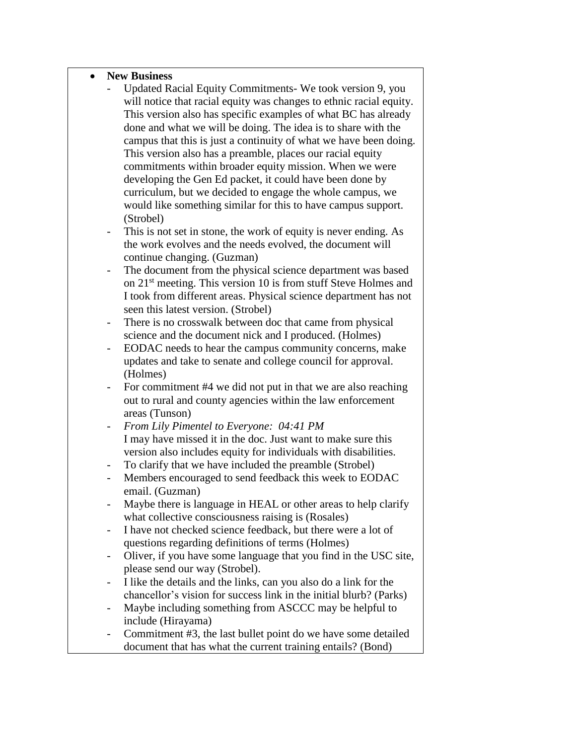- **New Business**
  - Updated Racial Equity Commitments- We took version 9, you will notice that racial equity was changes to ethnic racial equity. This version also has specific examples of what BC has already done and what we will be doing. The idea is to share with the campus that this is just a continuity of what we have been doing. This version also has a preamble, places our racial equity commitments within broader equity mission. When we were developing the Gen Ed packet, it could have been done by curriculum, but we decided to engage the whole campus, we would like something similar for this to have campus support. (Strobel)
  - This is not set in stone, the work of equity is never ending. As the work evolves and the needs evolved, the document will continue changing. (Guzman)
  - The document from the physical science department was based on 21st meeting. This version 10 is from stuff Steve Holmes and I took from different areas. Physical science department has not seen this latest version. (Strobel)
  - There is no crosswalk between doc that came from physical science and the document nick and I produced. (Holmes)
  - EODAC needs to hear the campus community concerns, make updates and take to senate and college council for approval. (Holmes)
  - For commitment #4 we did not put in that we are also reaching out to rural and county agencies within the law enforcement areas (Tunson)
  - *From Lily Pimentel to Everyone: 04:41 PM*
    I may have missed it in the doc. Just want to make sure this version also includes equity for individuals with disabilities.
  - To clarify that we have included the preamble (Strobel)
  - Members encouraged to send feedback this week to EODAC email. (Guzman)
  - Maybe there is language in HEAL or other areas to help clarify what collective consciousness raising is (Rosales)
  - I have not checked science feedback, but there were a lot of questions regarding definitions of terms (Holmes)
  - Oliver, if you have some language that you find in the USC site, please send our way (Strobel).
  - I like the details and the links, can you also do a link for the chancellor's vision for success link in the initial blurb? (Parks)
  - Maybe including something from ASCCC may be helpful to include (Hirayama)
  - Commitment #3, the last bullet point do we have some detailed document that has what the current training entails? (Bond)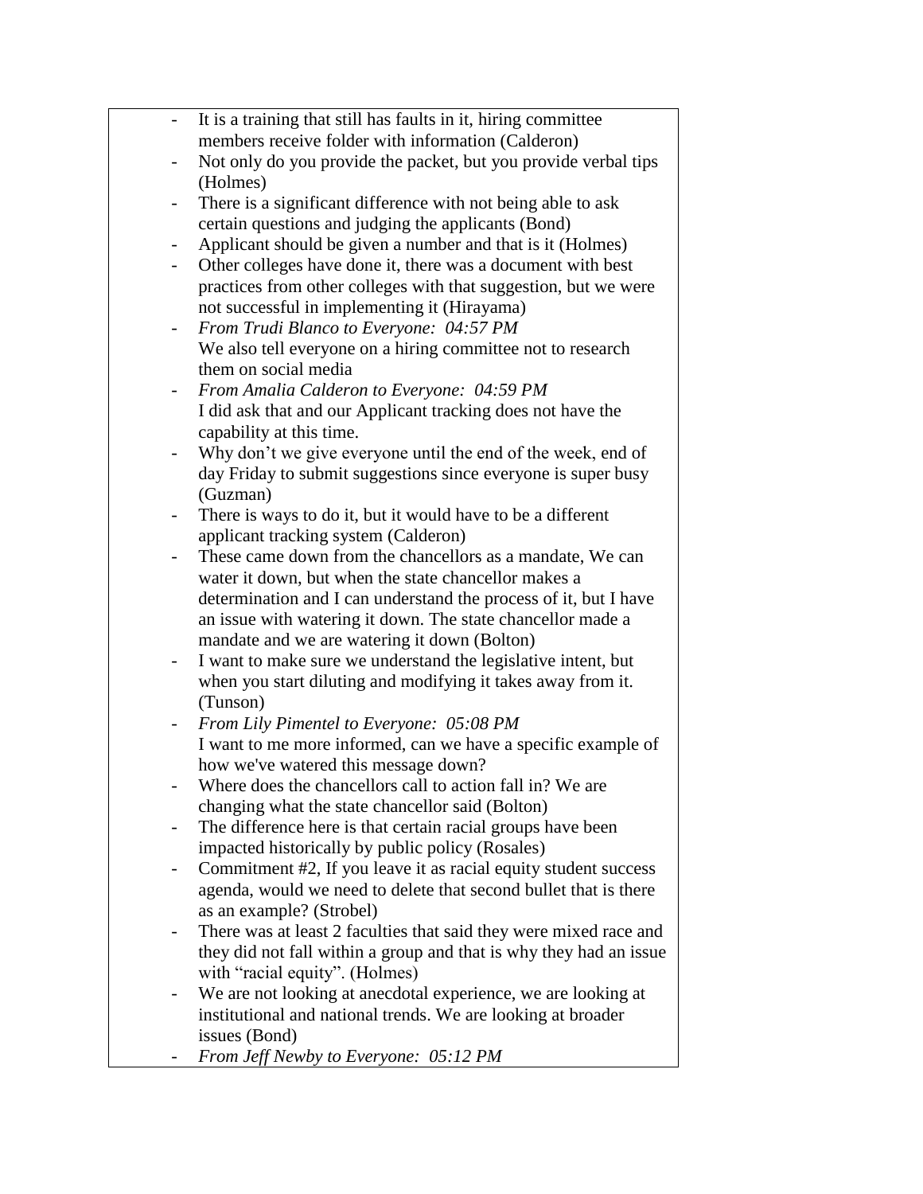- It is a training that still has faults in it, hiring committee members receive folder with information (Calderon)
- Not only do you provide the packet, but you provide verbal tips (Holmes)
- There is a significant difference with not being able to ask certain questions and judging the applicants (Bond)
- Applicant should be given a number and that is it (Holmes)
- Other colleges have done it, there was a document with best practices from other colleges with that suggestion, but we were not successful in implementing it (Hirayama)
- *From Trudi Blanco to Everyone: 04:57 PM*
  We also tell everyone on a hiring committee not to research them on social media
- *From Amalia Calderon to Everyone: 04:59 PM*
  I did ask that and our Applicant tracking does not have the capability at this time.
- Why don't we give everyone until the end of the week, end of day Friday to submit suggestions since everyone is super busy (Guzman)
- There is ways to do it, but it would have to be a different applicant tracking system (Calderon)
- These came down from the chancellors as a mandate, We can water it down, but when the state chancellor makes a determination and I can understand the process of it, but I have an issue with watering it down. The state chancellor made a mandate and we are watering it down (Bolton)
- I want to make sure we understand the legislative intent, but when you start diluting and modifying it takes away from it. (Tunson)
- *From Lily Pimentel to Everyone: 05:08 PM*
  I want to me more informed, can we have a specific example of how we've watered this message down?
- Where does the chancellors call to action fall in? We are changing what the state chancellor said (Bolton)
- The difference here is that certain racial groups have been impacted historically by public policy (Rosales)
- Commitment #2, If you leave it as racial equity student success agenda, would we need to delete that second bullet that is there as an example? (Strobel)
- There was at least 2 faculties that said they were mixed race and they did not fall within a group and that is why they had an issue with "racial equity". (Holmes)
- We are not looking at anecdotal experience, we are looking at institutional and national trends. We are looking at broader issues (Bond)
- *From Jeff Newby to Everyone: 05:12 PM*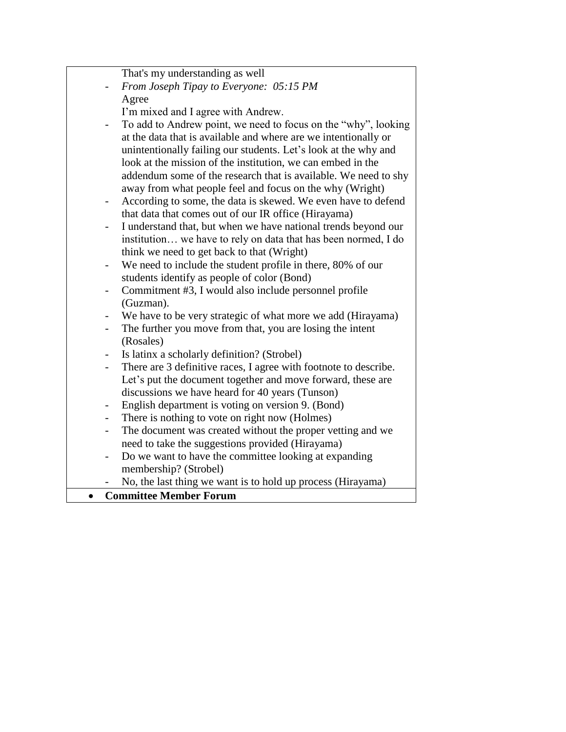That's my understanding as well

- *From Joseph Tipay to Everyone: 05:15 PM*
  Agree
  I'm mixed and I agree with Andrew.
- To add to Andrew point, we need to focus on the "why", looking at the data that is available and where are we intentionally or unintentionally failing our students. Let's look at the why and look at the mission of the institution, we can embed in the addendum some of the research that is available. We need to shy away from what people feel and focus on the why (Wright)
- According to some, the data is skewed. We even have to defend that data that comes out of our IR office (Hirayama)
- I understand that, but when we have national trends beyond our institution… we have to rely on data that has been normed, I do think we need to get back to that (Wright)
- We need to include the student profile in there, 80% of our students identify as people of color (Bond)
- Commitment #3, I would also include personnel profile (Guzman).
- We have to be very strategic of what more we add (Hirayama)
- The further you move from that, you are losing the intent (Rosales)
- Is latinx a scholarly definition? (Strobel)
- There are 3 definitive races, I agree with footnote to describe. Let's put the document together and move forward, these are discussions we have heard for 40 years (Tunson)
- English department is voting on version 9. (Bond)
- There is nothing to vote on right now (Holmes)
- The document was created without the proper vetting and we need to take the suggestions provided (Hirayama)
- Do we want to have the committee looking at expanding membership? (Strobel)
- No, the last thing we want is to hold up process (Hirayama)

- **Committee Member Forum**